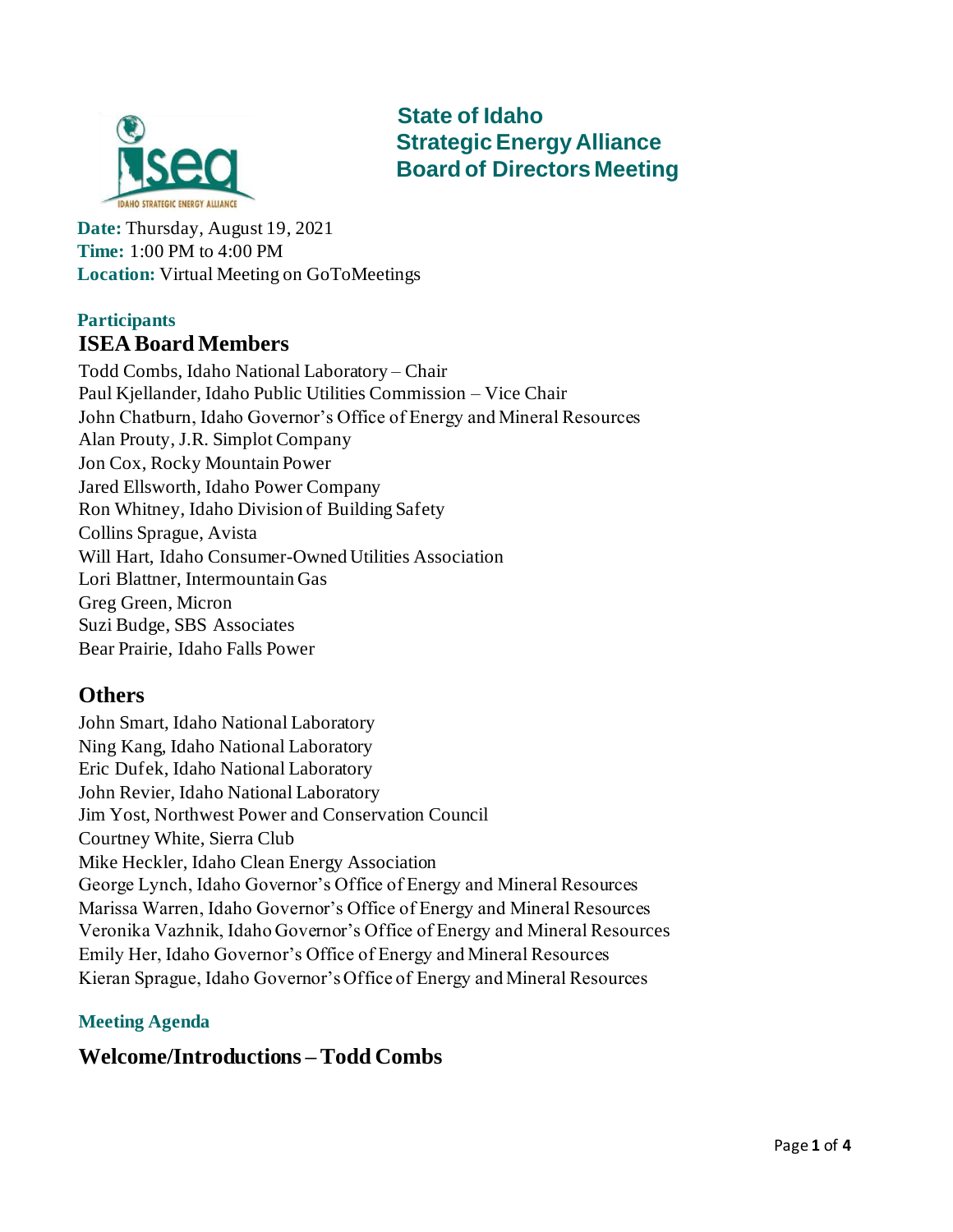# State of Idaho Strategic Energy Alliance Board of Directors Meeting

**Date:** Thursday, August 19, 2021
**Time:** 1:00 PM to 4:00 PM
**Location:** Virtual Meeting on GoToMeetings

### Participants

## ISEA Board Members

Todd Combs, Idaho National Laboratory – Chair
Paul Kjellander, Idaho Public Utilities Commission – Vice Chair
John Chatburn, Idaho Governor's Office of Energy and Mineral Resources
Alan Prouty, J.R. Simplot Company
Jon Cox, Rocky Mountain Power
Jared Ellsworth, Idaho Power Company
Ron Whitney, Idaho Division of Building Safety
Collins Sprague, Avista
Will Hart, Idaho Consumer-Owned Utilities Association
Lori Blattner, Intermountain Gas
Greg Green, Micron
Suzi Budge, SBS Associates
Bear Prairie, Idaho Falls Power

## Others

John Smart, Idaho National Laboratory
Ning Kang, Idaho National Laboratory
Eric Dufek, Idaho National Laboratory
John Revier, Idaho National Laboratory
Jim Yost, Northwest Power and Conservation Council
Courtney White, Sierra Club
Mike Heckler, Idaho Clean Energy Association
George Lynch, Idaho Governor's Office of Energy and Mineral Resources
Marissa Warren, Idaho Governor's Office of Energy and Mineral Resources
Veronika Vazhnik, Idaho Governor's Office of Energy and Mineral Resources
Emily Her, Idaho Governor's Office of Energy and Mineral Resources
Kieran Sprague, Idaho Governor's Office of Energy and Mineral Resources

### Meeting Agenda

## Welcome/Introductions – Todd Combs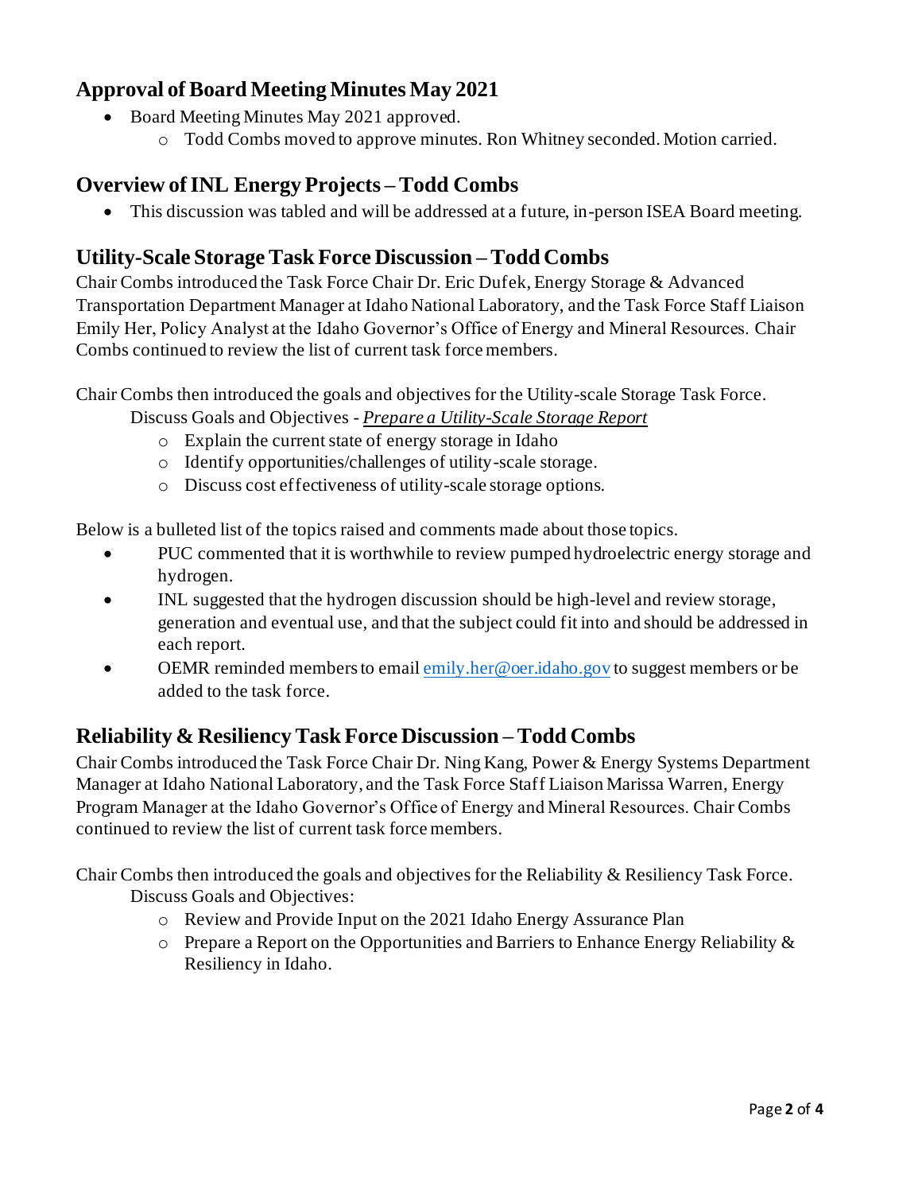## Approval of Board Meeting Minutes May 2021

- Board Meeting Minutes May 2021 approved.
  - Todd Combs moved to approve minutes. Ron Whitney seconded. Motion carried.

## Overview of INL Energy Projects – Todd Combs

- This discussion was tabled and will be addressed at a future, in-person ISEA Board meeting.

## Utility-Scale Storage Task Force Discussion – Todd Combs

Chair Combs introduced the Task Force Chair Dr. Eric Dufek, Energy Storage & Advanced Transportation Department Manager at Idaho National Laboratory, and the Task Force Staff Liaison Emily Her, Policy Analyst at the Idaho Governor's Office of Energy and Mineral Resources. Chair Combs continued to review the list of current task force members.

Chair Combs then introduced the goals and objectives for the Utility-scale Storage Task Force.

Discuss Goals and Objectives - ***Prepare a Utility-Scale Storage Report***

- Explain the current state of energy storage in Idaho
- Identify opportunities/challenges of utility-scale storage.
- Discuss cost effectiveness of utility-scale storage options.

Below is a bulleted list of the topics raised and comments made about those topics.

- PUC commented that it is worthwhile to review pumped hydroelectric energy storage and hydrogen.
- INL suggested that the hydrogen discussion should be high-level and review storage, generation and eventual use, and that the subject could fit into and should be addressed in each report.
- OEMR reminded members to email emily.her@oer.idaho.gov to suggest members or be added to the task force.

## Reliability & Resiliency Task Force Discussion – Todd Combs

Chair Combs introduced the Task Force Chair Dr. Ning Kang, Power & Energy Systems Department Manager at Idaho National Laboratory, and the Task Force Staff Liaison Marissa Warren, Energy Program Manager at the Idaho Governor's Office of Energy and Mineral Resources. Chair Combs continued to review the list of current task force members.

Chair Combs then introduced the goals and objectives for the Reliability & Resiliency Task Force.

Discuss Goals and Objectives:

- Review and Provide Input on the 2021 Idaho Energy Assurance Plan
- Prepare a Report on the Opportunities and Barriers to Enhance Energy Reliability & Resiliency in Idaho.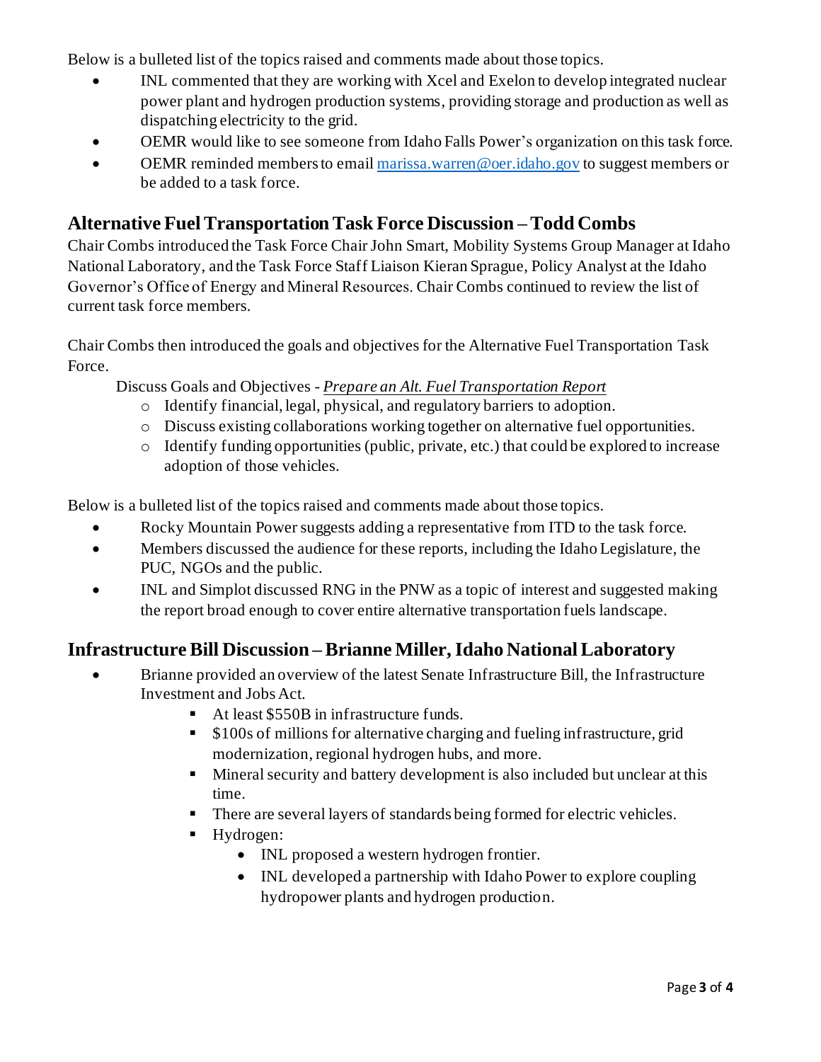Below is a bulleted list of the topics raised and comments made about those topics.

- INL commented that they are working with Xcel and Exelon to develop integrated nuclear power plant and hydrogen production systems, providing storage and production as well as dispatching electricity to the grid.
- OEMR would like to see someone from Idaho Falls Power's organization on this task force.
- OEMR reminded members to email [marissa.warren@oer.idaho.gov](mailto:marissa.warren@oer.idaho.gov) to suggest members or be added to a task force.

## Alternative Fuel Transportation Task Force Discussion – Todd Combs

Chair Combs introduced the Task Force Chair John Smart, Mobility Systems Group Manager at Idaho National Laboratory, and the Task Force Staff Liaison Kieran Sprague, Policy Analyst at the Idaho Governor's Office of Energy and Mineral Resources. Chair Combs continued to review the list of current task force members.

Chair Combs then introduced the goals and objectives for the Alternative Fuel Transportation Task Force.

Discuss Goals and Objectives - ***Prepare an Alt. Fuel Transportation Report***

- Identify financial, legal, physical, and regulatory barriers to adoption.
- Discuss existing collaborations working together on alternative fuel opportunities.
- Identify funding opportunities (public, private, etc.) that could be explored to increase adoption of those vehicles.

Below is a bulleted list of the topics raised and comments made about those topics.

- Rocky Mountain Power suggests adding a representative from ITD to the task force.
- Members discussed the audience for these reports, including the Idaho Legislature, the PUC, NGOs and the public.
- INL and Simplot discussed RNG in the PNW as a topic of interest and suggested making the report broad enough to cover entire alternative transportation fuels landscape.

## Infrastructure Bill Discussion – Brianne Miller, Idaho National Laboratory

- Brianne provided an overview of the latest Senate Infrastructure Bill, the Infrastructure Investment and Jobs Act.
  - At least $550B in infrastructure funds.
  - $100s of millions for alternative charging and fueling infrastructure, grid modernization, regional hydrogen hubs, and more.
  - Mineral security and battery development is also included but unclear at this time.
  - There are several layers of standards being formed for electric vehicles.
  - Hydrogen:
    - INL proposed a western hydrogen frontier.
    - INL developed a partnership with Idaho Power to explore coupling hydropower plants and hydrogen production.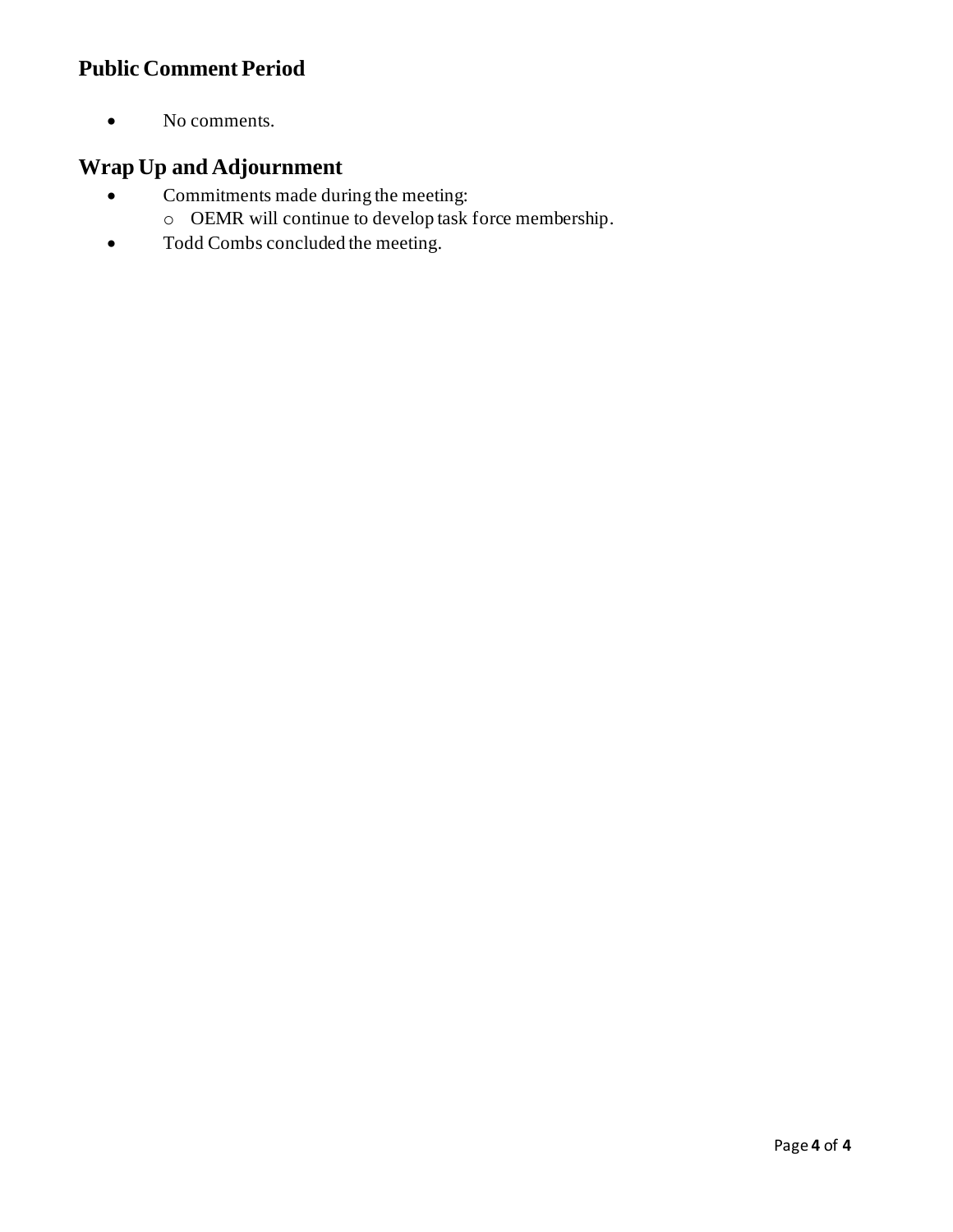## Public Comment Period

- No comments.

## Wrap Up and Adjournment

- Commitments made during the meeting:
  - OEMR will continue to develop task force membership.
- Todd Combs concluded the meeting.